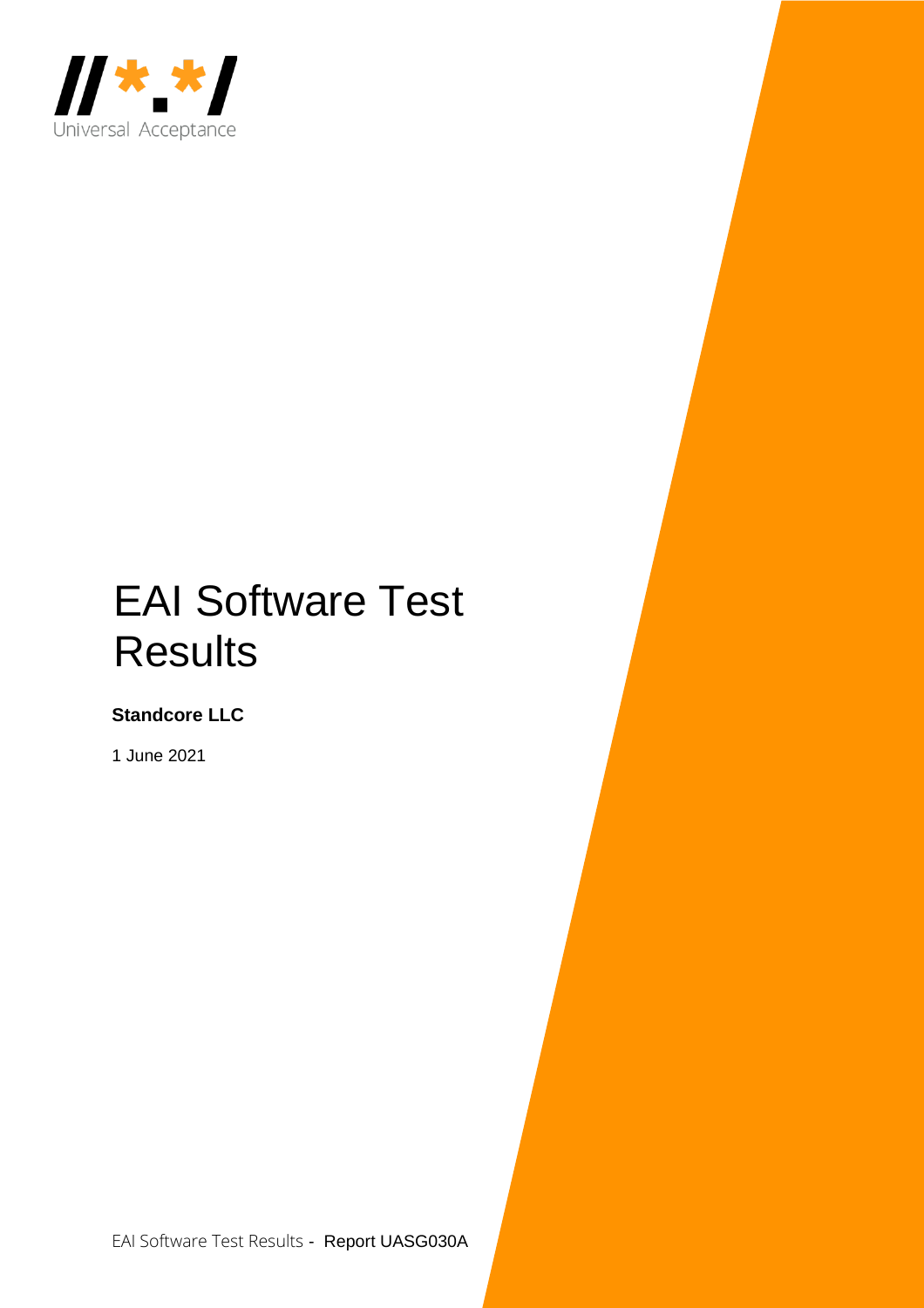Universal Acceptance

# EAI Software Test Results

**Standcore LLC**

1 June 2021

EAI Software Test Results - Report UASG030A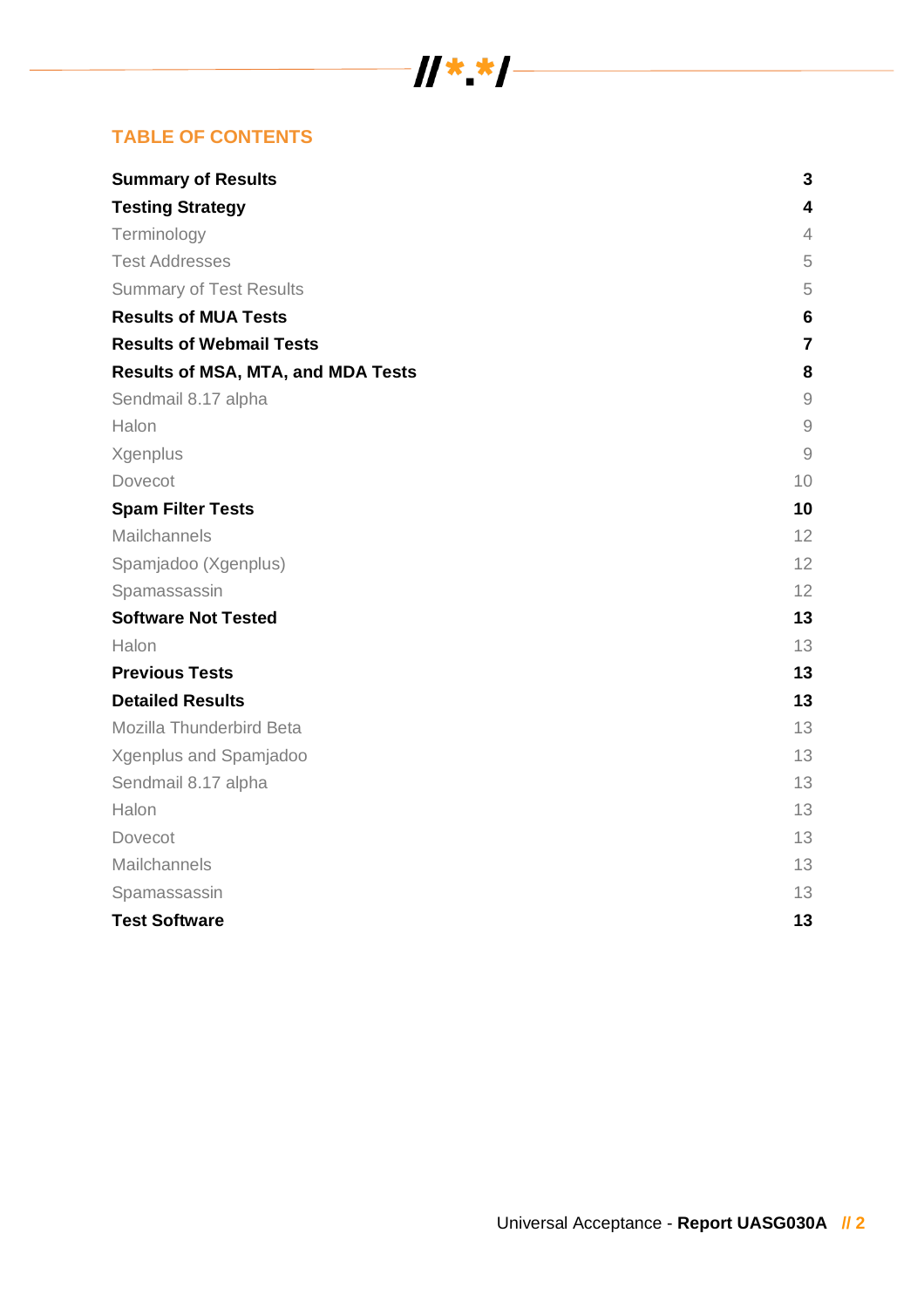## TABLE OF CONTENTS

| | |
|---|---|
| **Summary of Results** | **3** |
| **Testing Strategy** | **4** |
| Terminology | 4 |
| Test Addresses | 5 |
| Summary of Test Results | 5 |
| **Results of MUA Tests** | **6** |
| **Results of Webmail Tests** | **7** |
| **Results of MSA, MTA, and MDA Tests** | **8** |
| Sendmail 8.17 alpha | 9 |
| Halon | 9 |
| Xgenplus | 9 |
| Dovecot | 10 |
| **Spam Filter Tests** | **10** |
| Mailchannels | 12 |
| Spamjadoo (Xgenplus) | 12 |
| Spamassassin | 12 |
| **Software Not Tested** | **13** |
| Halon | 13 |
| **Previous Tests** | **13** |
| **Detailed Results** | **13** |
| Mozilla Thunderbird Beta | 13 |
| Xgenplus and Spamjadoo | 13 |
| Sendmail 8.17 alpha | 13 |
| Halon | 13 |
| Dovecot | 13 |
| Mailchannels | 13 |
| Spamassassin | 13 |
| **Test Software** | **13** |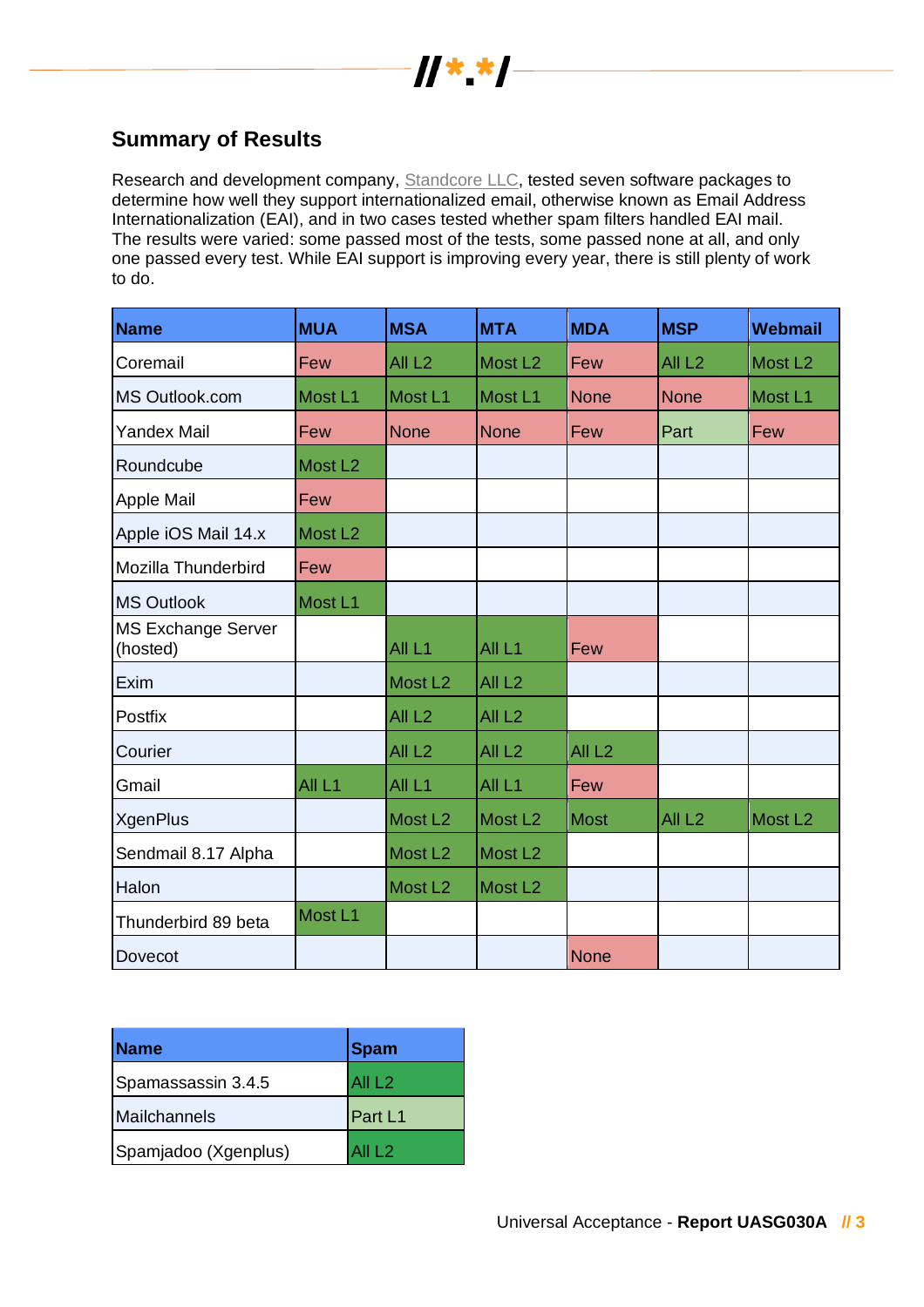## Summary of Results

Research and development company, Standcore LLC, tested seven software packages to determine how well they support internationalized email, otherwise known as Email Address Internationalization (EAI), and in two cases tested whether spam filters handled EAI mail. The results were varied: some passed most of the tests, some passed none at all, and only one passed every test. While EAI support is improving every year, there is still plenty of work to do.

| Name | MUA | MSA | MTA | MDA | MSP | Webmail |
|---|---|---|---|---|---|---|
| Coremail | Few | All L2 | Most L2 | Few | All L2 | Most L2 |
| MS Outlook.com | Most L1 | Most L1 | Most L1 | None | None | Most L1 |
| Yandex Mail | Few | None | None | Few | Part | Few |
| Roundcube | Most L2 | | | | | |
| Apple Mail | Few | | | | | |
| Apple iOS Mail 14.x | Most L2 | | | | | |
| Mozilla Thunderbird | Few | | | | | |
| MS Outlook | Most L1 | | | | | |
| MS Exchange Server (hosted) | | All L1 | All L1 | Few | | |
| Exim | | Most L2 | All L2 | | | |
| Postfix | | All L2 | All L2 | | | |
| Courier | | All L2 | All L2 | All L2 | | |
| Gmail | All L1 | All L1 | All L1 | Few | | |
| XgenPlus | | Most L2 | Most L2 | Most | All L2 | Most L2 |
| Sendmail 8.17 Alpha | | Most L2 | Most L2 | | | |
| Halon | | Most L2 | Most L2 | | | |
| Thunderbird 89 beta | Most L1 | | | | | |
| Dovecot | | | | None | | |

| Name | Spam |
|---|---|
| Spamassassin 3.4.5 | All L2 |
| Mailchannels | Part L1 |
| Spamjadoo (Xgenplus) | All L2 |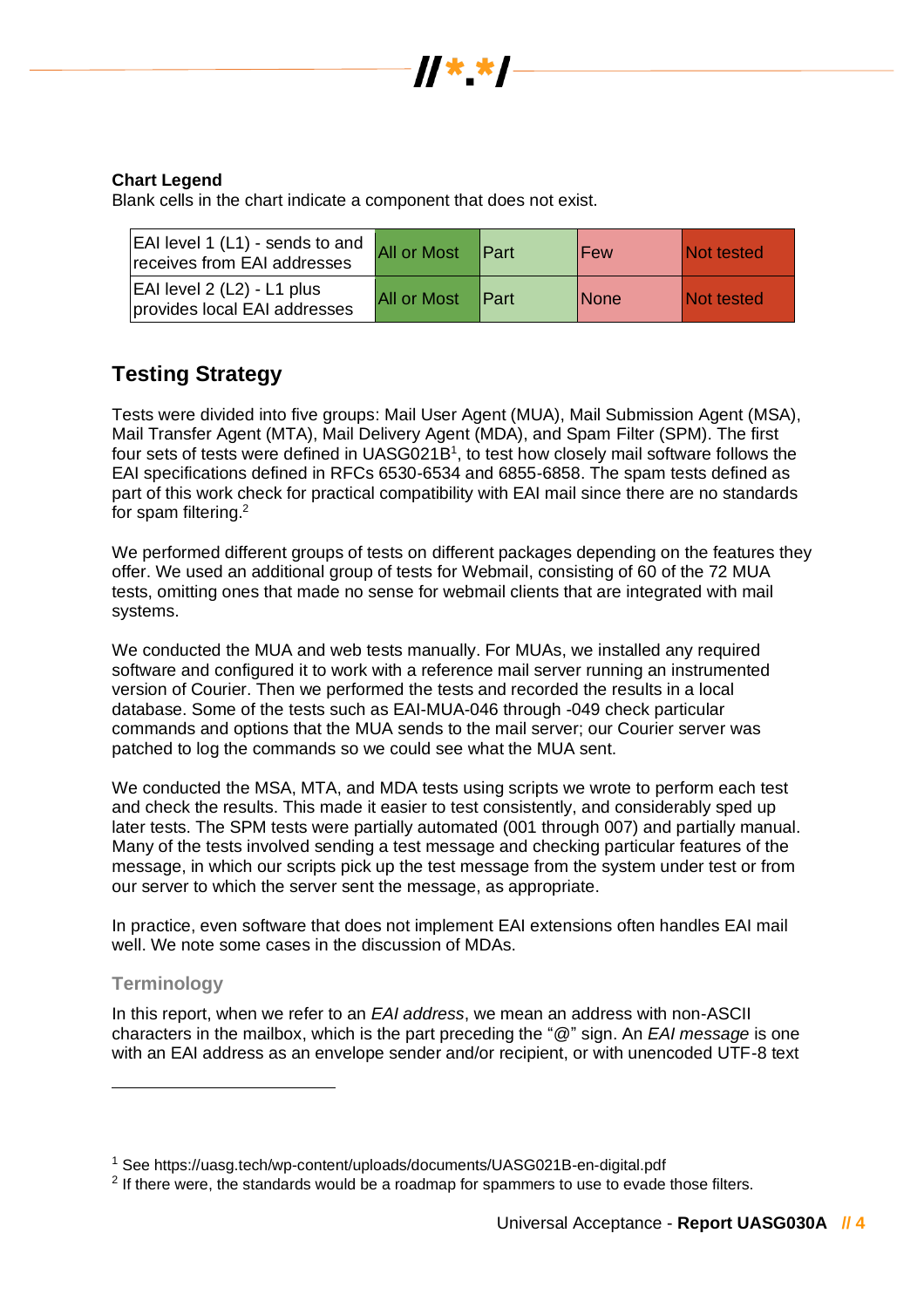**Chart Legend**

Blank cells in the chart indicate a component that does not exist.

| | | | | |
|---|---|---|---|---|
| EAI level 1 (L1) - sends to and receives from EAI addresses | All or Most | Part | Few | Not tested |
| EAI level 2 (L2) - L1 plus provides local EAI addresses | All or Most | Part | None | Not tested |

## Testing Strategy

Tests were divided into five groups: Mail User Agent (MUA), Mail Submission Agent (MSA), Mail Transfer Agent (MTA), Mail Delivery Agent (MDA), and Spam Filter (SPM). The first four sets of tests were defined in UASG021B[1], to test how closely mail software follows the EAI specifications defined in RFCs 6530-6534 and 6855-6858. The spam tests defined as part of this work check for practical compatibility with EAI mail since there are no standards for spam filtering.[2]

We performed different groups of tests on different packages depending on the features they offer. We used an additional group of tests for Webmail, consisting of 60 of the 72 MUA tests, omitting ones that made no sense for webmail clients that are integrated with mail systems.

We conducted the MUA and web tests manually. For MUAs, we installed any required software and configured it to work with a reference mail server running an instrumented version of Courier. Then we performed the tests and recorded the results in a local database. Some of the tests such as EAI-MUA-046 through -049 check particular commands and options that the MUA sends to the mail server; our Courier server was patched to log the commands so we could see what the MUA sent.

We conducted the MSA, MTA, and MDA tests using scripts we wrote to perform each test and check the results. This made it easier to test consistently, and considerably sped up later tests. The SPM tests were partially automated (001 through 007) and partially manual. Many of the tests involved sending a test message and checking particular features of the message, in which our scripts pick up the test message from the system under test or from our server to which the server sent the message, as appropriate.

In practice, even software that does not implement EAI extensions often handles EAI mail well. We note some cases in the discussion of MDAs.

### Terminology

In this report, when we refer to an *EAI address*, we mean an address with non-ASCII characters in the mailbox, which is the part preceding the "@" sign. An *EAI message* is one with an EAI address as an envelope sender and/or recipient, or with unencoded UTF-8 text

---

[1] See https://uasg.tech/wp-content/uploads/documents/UASG021B-en-digital.pdf

[2] If there were, the standards would be a roadmap for spammers to use to evade those filters.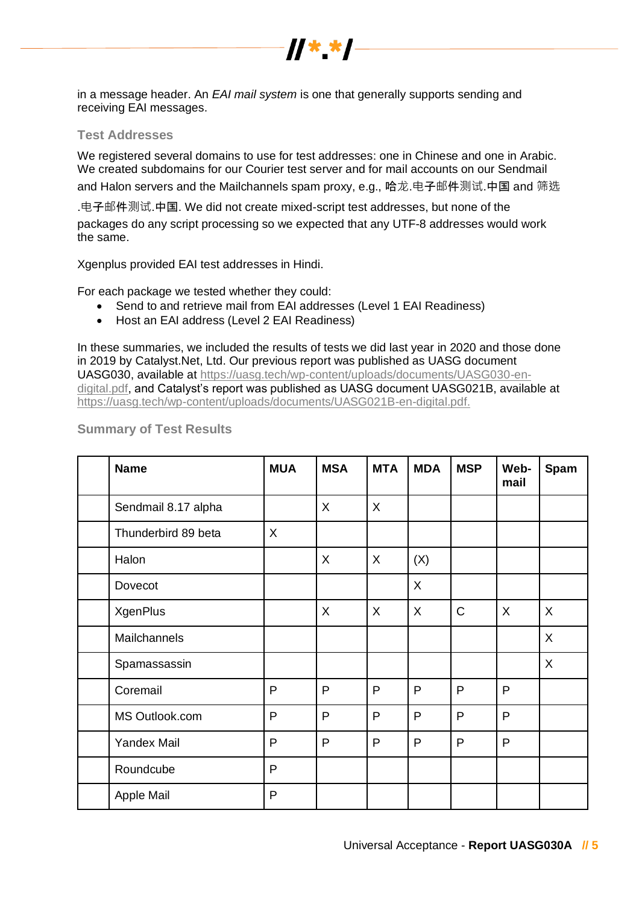in a message header. An *EAI mail system* is one that generally supports sending and receiving EAI messages.

### Test Addresses

We registered several domains to use for test addresses: one in Chinese and one in Arabic. We created subdomains for our Courier test server and for mail accounts on our Sendmail and Halon servers and the Mailchannels spam proxy, e.g., 哈龙.电子邮件测试.中国 and 筛选.电子邮件测试.中国. We did not create mixed-script test addresses, but none of the packages do any script processing so we expected that any UTF-8 addresses would work the same.

Xgenplus provided EAI test addresses in Hindi.

For each package we tested whether they could:

- Send to and retrieve mail from EAI addresses (Level 1 EAI Readiness)
- Host an EAI address (Level 2 EAI Readiness)

In these summaries, we included the results of tests we did last year in 2020 and those done in 2019 by Catalyst.Net, Ltd. Our previous report was published as UASG document UASG030, available at https://uasg.tech/wp-content/uploads/documents/UASG030-en-digital.pdf, and Catalyst's report was published as UASG document UASG021B, available at https://uasg.tech/wp-content/uploads/documents/UASG021B-en-digital.pdf.

### Summary of Test Results

| | Name | MUA | MSA | MTA | MDA | MSP | Web-mail | Spam |
|---|---|---|---|---|---|---|---|---|
| | Sendmail 8.17 alpha | | X | X | | | | |
| | Thunderbird 89 beta | X | | | | | | |
| | Halon | | X | X | (X) | | | |
| | Dovecot | | | | X | | | |
| | XgenPlus | | X | X | X | C | X | X |
| | Mailchannels | | | | | | | X |
| | Spamassassin | | | | | | | X |
| | Coremail | P | P | P | P | P | P | |
| | MS Outlook.com | P | P | P | P | P | P | |
| | Yandex Mail | P | P | P | P | P | P | |
| | Roundcube | P | | | | | | |
| | Apple Mail | P | | | | | | |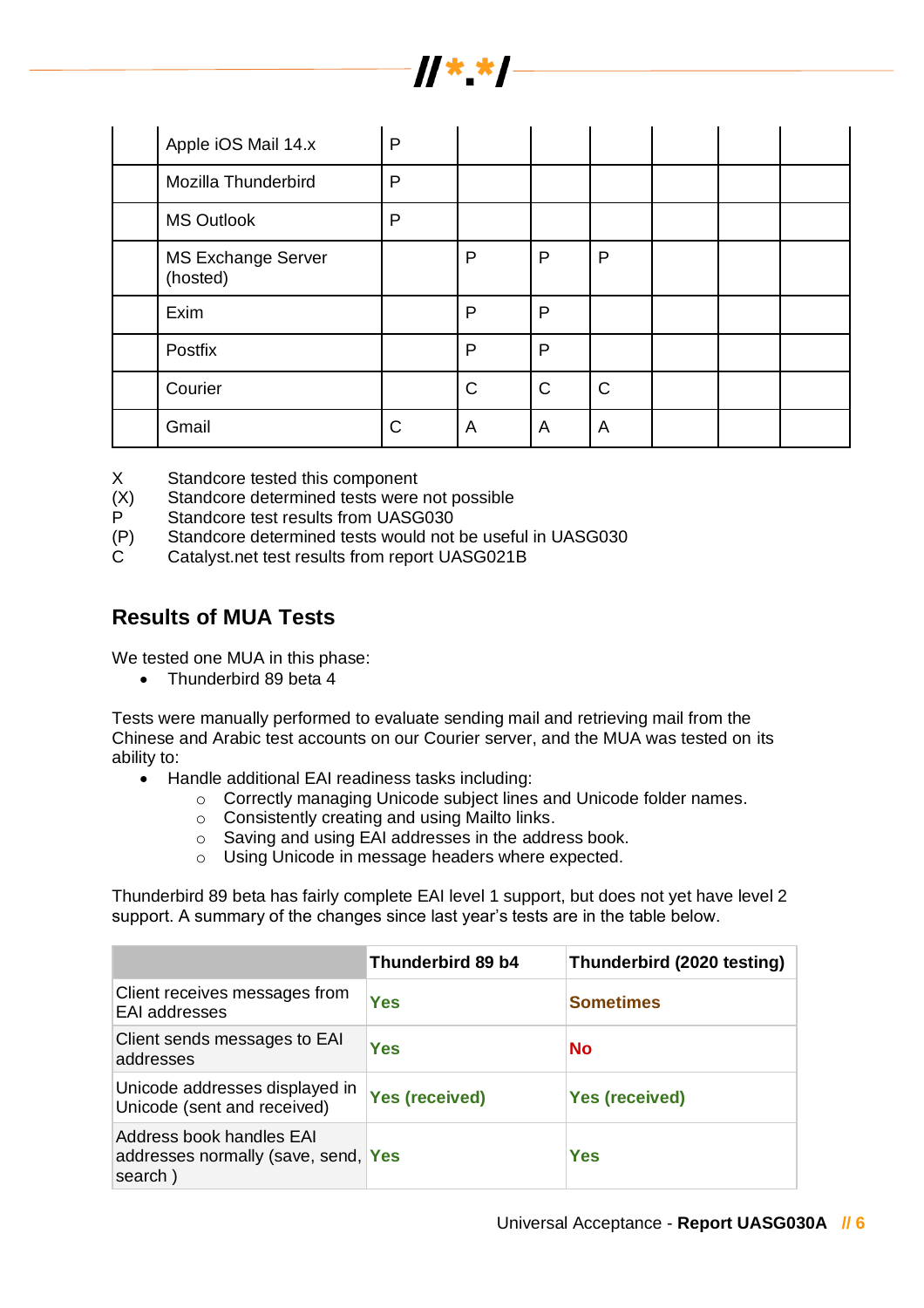| | | | | | | | | |
|---|---|---|---|---|---|---|---|---|
| | Apple iOS Mail 14.x | P | | | | | | |
| | Mozilla Thunderbird | P | | | | | | |
| | MS Outlook | P | | | | | | |
| | MS Exchange Server (hosted) | | P | P | P | | | |
| | Exim | | P | P | | | | |
| | Postfix | | P | P | | | | |
| | Courier | | C | C | C | | | |
| | Gmail | C | A | A | A | | | |

X Standcore tested this component
(X) Standcore determined tests were not possible
P Standcore test results from UASG030
(P) Standcore determined tests would not be useful in UASG030
C Catalyst.net test results from report UASG021B

## Results of MUA Tests

We tested one MUA in this phase:

- Thunderbird 89 beta 4

Tests were manually performed to evaluate sending mail and retrieving mail from the Chinese and Arabic test accounts on our Courier server, and the MUA was tested on its ability to:

- Handle additional EAI readiness tasks including:
  - Correctly managing Unicode subject lines and Unicode folder names.
  - Consistently creating and using Mailto links.
  - Saving and using EAI addresses in the address book.
  - Using Unicode in message headers where expected.

Thunderbird 89 beta has fairly complete EAI level 1 support, but does not yet have level 2 support. A summary of the changes since last year's tests are in the table below.

| | Thunderbird 89 b4 | Thunderbird (2020 testing) |
|---|---|---|
| Client receives messages from EAI addresses | **Yes** | **Sometimes** |
| Client sends messages to EAI addresses | **Yes** | **No** |
| Unicode addresses displayed in Unicode (sent and received) | **Yes (received)** | **Yes (received)** |
| Address book handles EAI addresses normally (save, send, search ) | **Yes** | **Yes** |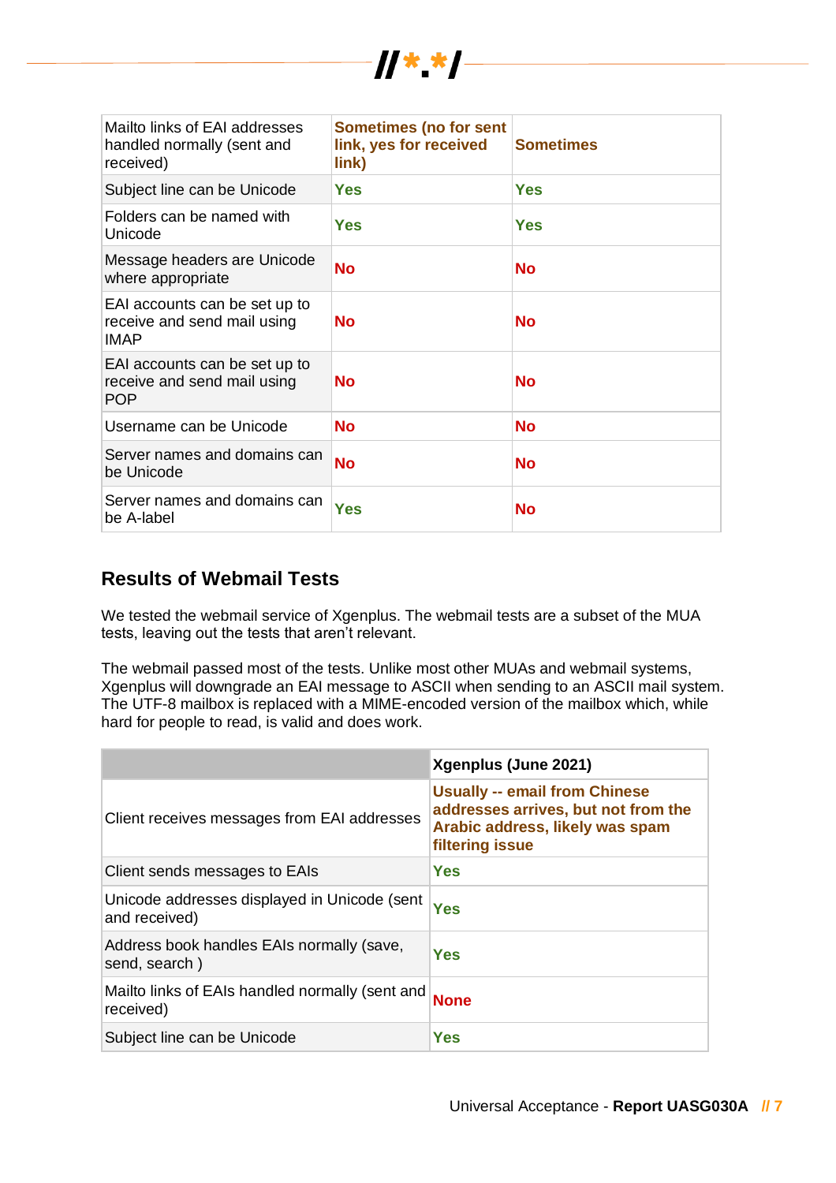| | | |
|---|---|---|
| Mailto links of EAI addresses handled normally (sent and received) | **Sometimes (no for sent link, yes for received link)** | **Sometimes** |
| Subject line can be Unicode | **Yes** | **Yes** |
| Folders can be named with Unicode | **Yes** | **Yes** |
| Message headers are Unicode where appropriate | **No** | **No** |
| EAI accounts can be set up to receive and send mail using IMAP | **No** | **No** |
| EAI accounts can be set up to receive and send mail using POP | **No** | **No** |
| Username can be Unicode | **No** | **No** |
| Server names and domains can be Unicode | **No** | **No** |
| Server names and domains can be A-label | **Yes** | **No** |

## Results of Webmail Tests

We tested the webmail service of Xgenplus. The webmail tests are a subset of the MUA tests, leaving out the tests that aren't relevant.

The webmail passed most of the tests. Unlike most other MUAs and webmail systems, Xgenplus will downgrade an EAI message to ASCII when sending to an ASCII mail system. The UTF-8 mailbox is replaced with a MIME-encoded version of the mailbox which, while hard for people to read, is valid and does work.

| | **Xgenplus (June 2021)** |
|---|---|
| Client receives messages from EAI addresses | **Usually -- email from Chinese addresses arrives, but not from the Arabic address, likely was spam filtering issue** |
| Client sends messages to EAIs | **Yes** |
| Unicode addresses displayed in Unicode (sent and received) | **Yes** |
| Address book handles EAIs normally (save, send, search ) | **Yes** |
| Mailto links of EAIs handled normally (sent and received) | **None** |
| Subject line can be Unicode | **Yes** |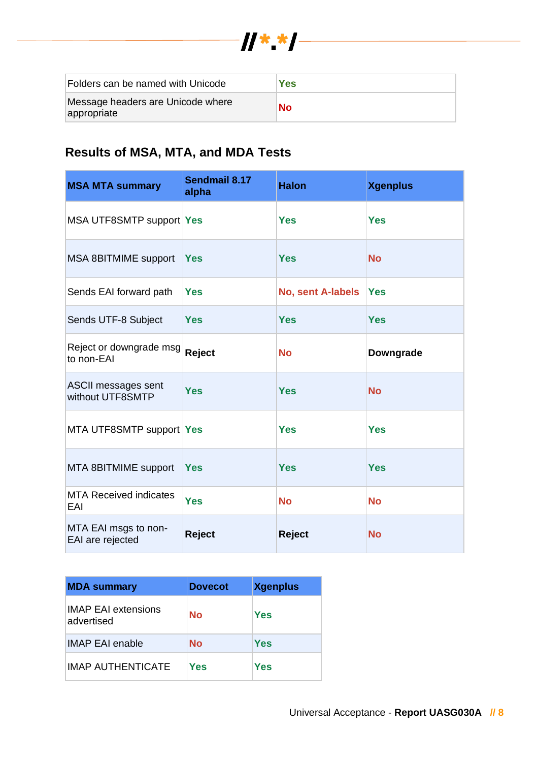| Folders can be named with Unicode | Yes |
|---|---|
| Message headers are Unicode where appropriate | No |

## Results of MSA, MTA, and MDA Tests

| MSA MTA summary | Sendmail 8.17 alpha | Halon | Xgenplus |
|---|---|---|---|
| MSA UTF8SMTP support | Yes | Yes | Yes |
| MSA 8BITMIME support | Yes | Yes | No |
| Sends EAI forward path | Yes | No, sent A-labels | Yes |
| Sends UTF-8 Subject | Yes | Yes | Yes |
| Reject or downgrade msg to non-EAI | Reject | No | Downgrade |
| ASCII messages sent without UTF8SMTP | Yes | Yes | No |
| MTA UTF8SMTP support | Yes | Yes | Yes |
| MTA 8BITMIME support | Yes | Yes | Yes |
| MTA Received indicates EAI | Yes | No | No |
| MTA EAI msgs to non-EAI are rejected | Reject | Reject | No |

| MDA summary | Dovecot | Xgenplus |
|---|---|---|
| IMAP EAI extensions advertised | No | Yes |
| IMAP EAI enable | No | Yes |
| IMAP AUTHENTICATE | Yes | Yes |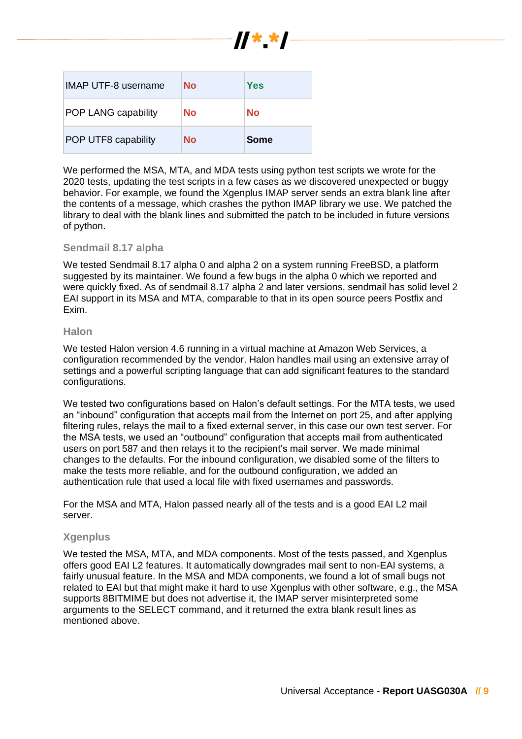| | | |
|---|---|---|
| IMAP UTF-8 username | No | Yes |
| POP LANG capability | No | No |
| POP UTF8 capability | No | Some |

We performed the MSA, MTA, and MDA tests using python test scripts we wrote for the 2020 tests, updating the test scripts in a few cases as we discovered unexpected or buggy behavior. For example, we found the Xgenplus IMAP server sends an extra blank line after the contents of a message, which crashes the python IMAP library we use. We patched the library to deal with the blank lines and submitted the patch to be included in future versions of python.

### Sendmail 8.17 alpha

We tested Sendmail 8.17 alpha 0 and alpha 2 on a system running FreeBSD, a platform suggested by its maintainer. We found a few bugs in the alpha 0 which we reported and were quickly fixed. As of sendmail 8.17 alpha 2 and later versions, sendmail has solid level 2 EAI support in its MSA and MTA, comparable to that in its open source peers Postfix and Exim.

### Halon

We tested Halon version 4.6 running in a virtual machine at Amazon Web Services, a configuration recommended by the vendor. Halon handles mail using an extensive array of settings and a powerful scripting language that can add significant features to the standard configurations.

We tested two configurations based on Halon's default settings. For the MTA tests, we used an "inbound" configuration that accepts mail from the Internet on port 25, and after applying filtering rules, relays the mail to a fixed external server, in this case our own test server. For the MSA tests, we used an "outbound" configuration that accepts mail from authenticated users on port 587 and then relays it to the recipient's mail server. We made minimal changes to the defaults. For the inbound configuration, we disabled some of the filters to make the tests more reliable, and for the outbound configuration, we added an authentication rule that used a local file with fixed usernames and passwords.

For the MSA and MTA, Halon passed nearly all of the tests and is a good EAI L2 mail server.

### Xgenplus

We tested the MSA, MTA, and MDA components. Most of the tests passed, and Xgenplus offers good EAI L2 features. It automatically downgrades mail sent to non-EAI systems, a fairly unusual feature. In the MSA and MDA components, we found a lot of small bugs not related to EAI but that might make it hard to use Xgenplus with other software, e.g., the MSA supports 8BITMIME but does not advertise it, the IMAP server misinterpreted some arguments to the SELECT command, and it returned the extra blank result lines as mentioned above.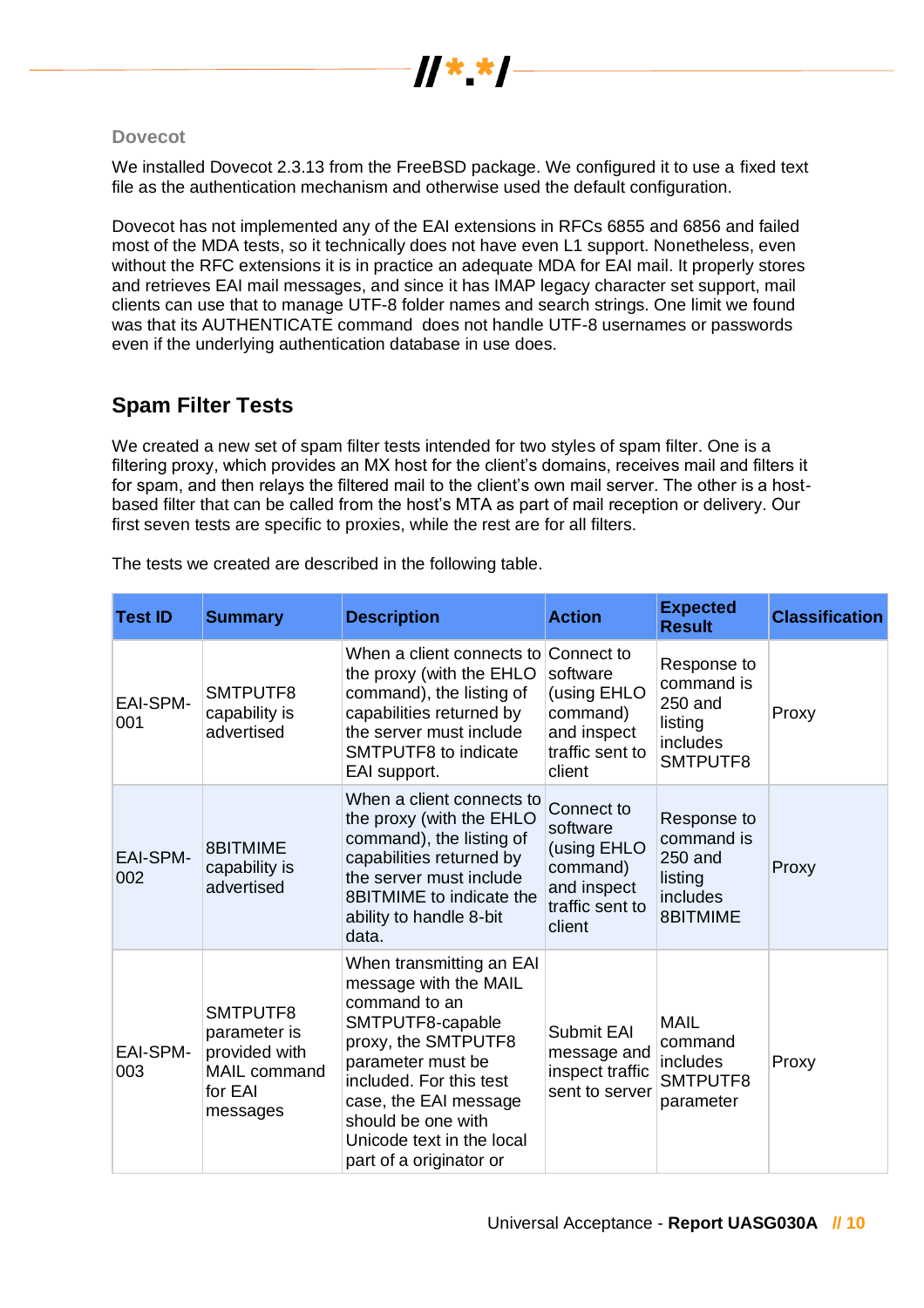### Dovecot

We installed Dovecot 2.3.13 from the FreeBSD package. We configured it to use a fixed text file as the authentication mechanism and otherwise used the default configuration.

Dovecot has not implemented any of the EAI extensions in RFCs 6855 and 6856 and failed most of the MDA tests, so it technically does not have even L1 support. Nonetheless, even without the RFC extensions it is in practice an adequate MDA for EAI mail. It properly stores and retrieves EAI mail messages, and since it has IMAP legacy character set support, mail clients can use that to manage UTF-8 folder names and search strings. One limit we found was that its AUTHENTICATE command does not handle UTF-8 usernames or passwords even if the underlying authentication database in use does.

## Spam Filter Tests

We created a new set of spam filter tests intended for two styles of spam filter. One is a filtering proxy, which provides an MX host for the client's domains, receives mail and filters it for spam, and then relays the filtered mail to the client's own mail server. The other is a host-based filter that can be called from the host's MTA as part of mail reception or delivery. Our first seven tests are specific to proxies, while the rest are for all filters.

The tests we created are described in the following table.

| Test ID | Summary | Description | Action | Expected Result | Classification |
|---|---|---|---|---|---|
| EAI-SPM-001 | SMTPUTF8 capability is advertised | When a client connects to the proxy (with the EHLO command), the listing of capabilities returned by the server must include SMTPUTF8 to indicate EAI support. | Connect to software (using EHLO command) and inspect traffic sent to client | Response to command is 250 and listing includes SMTPUTF8 | Proxy |
| EAI-SPM-002 | 8BITMIME capability is advertised | When a client connects to the proxy (with the EHLO command), the listing of capabilities returned by the server must include 8BITMIME to indicate the ability to handle 8-bit data. | Connect to software (using EHLO command) and inspect traffic sent to client | Response to command is 250 and listing includes 8BITMIME | Proxy |
| EAI-SPM-003 | SMTPUTF8 parameter is provided with MAIL command for EAI messages | When transmitting an EAI message with the MAIL command to an SMTPUTF8-capable proxy, the SMTPUTF8 parameter must be included. For this test case, the EAI message should be one with Unicode text in the local part of a originator or | Submit EAI message and inspect traffic sent to server | MAIL command includes SMTPUTF8 parameter | Proxy |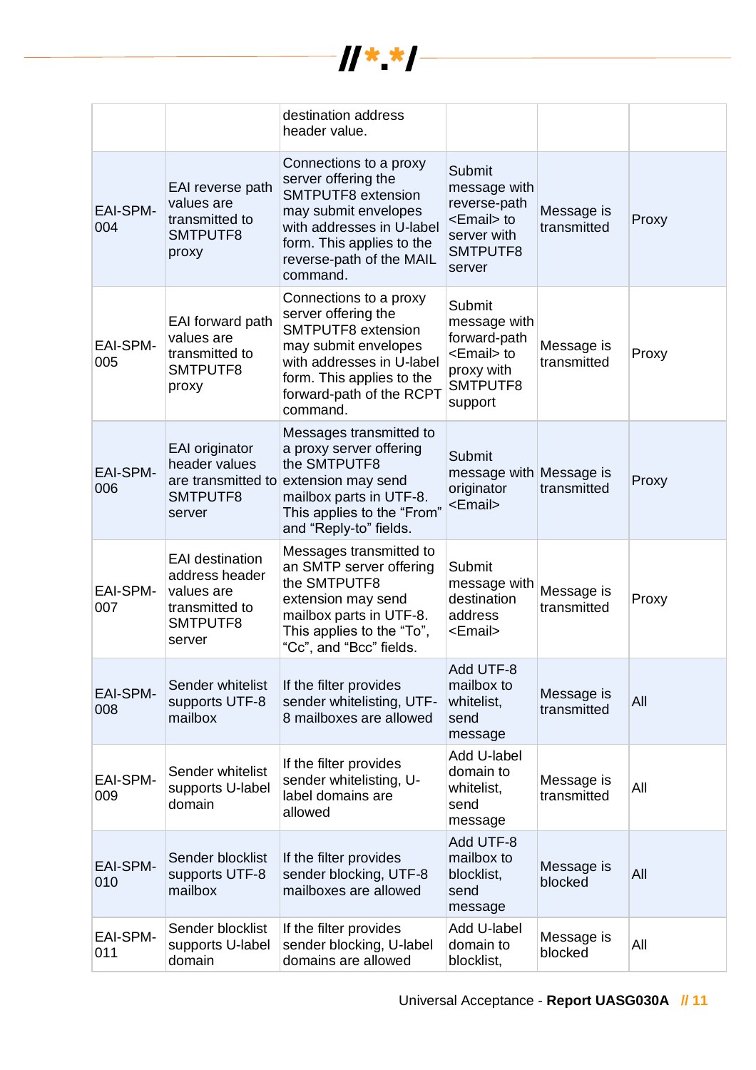| | | destination address header value. | | | |
|---|---|---|---|---|---|
| EAI-SPM-004 | EAI reverse path values are transmitted to SMTPUTF8 proxy | Connections to a proxy server offering the SMTPUTF8 extension may submit envelopes with addresses in U-label form. This applies to the reverse-path of the MAIL command. | Submit message with reverse-path <Email> to server with SMTPUTF8 server | Message is transmitted | Proxy |
| EAI-SPM-005 | EAI forward path values are transmitted to SMTPUTF8 proxy | Connections to a proxy server offering the SMTPUTF8 extension may submit envelopes with addresses in U-label form. This applies to the forward-path of the RCPT command. | Submit message with forward-path <Email> to proxy with SMTPUTF8 support | Message is transmitted | Proxy |
| EAI-SPM-006 | EAI originator header values are transmitted to SMTPUTF8 server | Messages transmitted to a proxy server offering the SMTPUTF8 extension may send mailbox parts in UTF-8. This applies to the “From” and “Reply-to” fields. | Submit message with originator <Email> | Message is transmitted | Proxy |
| EAI-SPM-007 | EAI destination address header values are transmitted to SMTPUTF8 server | Messages transmitted to an SMTP server offering the SMTPUTF8 extension may send mailbox parts in UTF-8. This applies to the “To”, “Cc”, and “Bcc” fields. | Submit message with destination address <Email> | Message is transmitted | Proxy |
| EAI-SPM-008 | Sender whitelist supports UTF-8 mailbox | If the filter provides sender whitelisting, UTF-8 mailboxes are allowed | Add UTF-8 mailbox to whitelist, send message | Message is transmitted | All |
| EAI-SPM-009 | Sender whitelist supports U-label domain | If the filter provides sender whitelisting, U-label domains are allowed | Add U-label domain to whitelist, send message | Message is transmitted | All |
| EAI-SPM-010 | Sender blocklist supports UTF-8 mailbox | If the filter provides sender blocking, UTF-8 mailboxes are allowed | Add UTF-8 mailbox to blocklist, send message | Message is blocked | All |
| EAI-SPM-011 | Sender blocklist supports U-label domain | If the filter provides sender blocking, U-label domains are allowed | Add U-label domain to blocklist, | Message is blocked | All |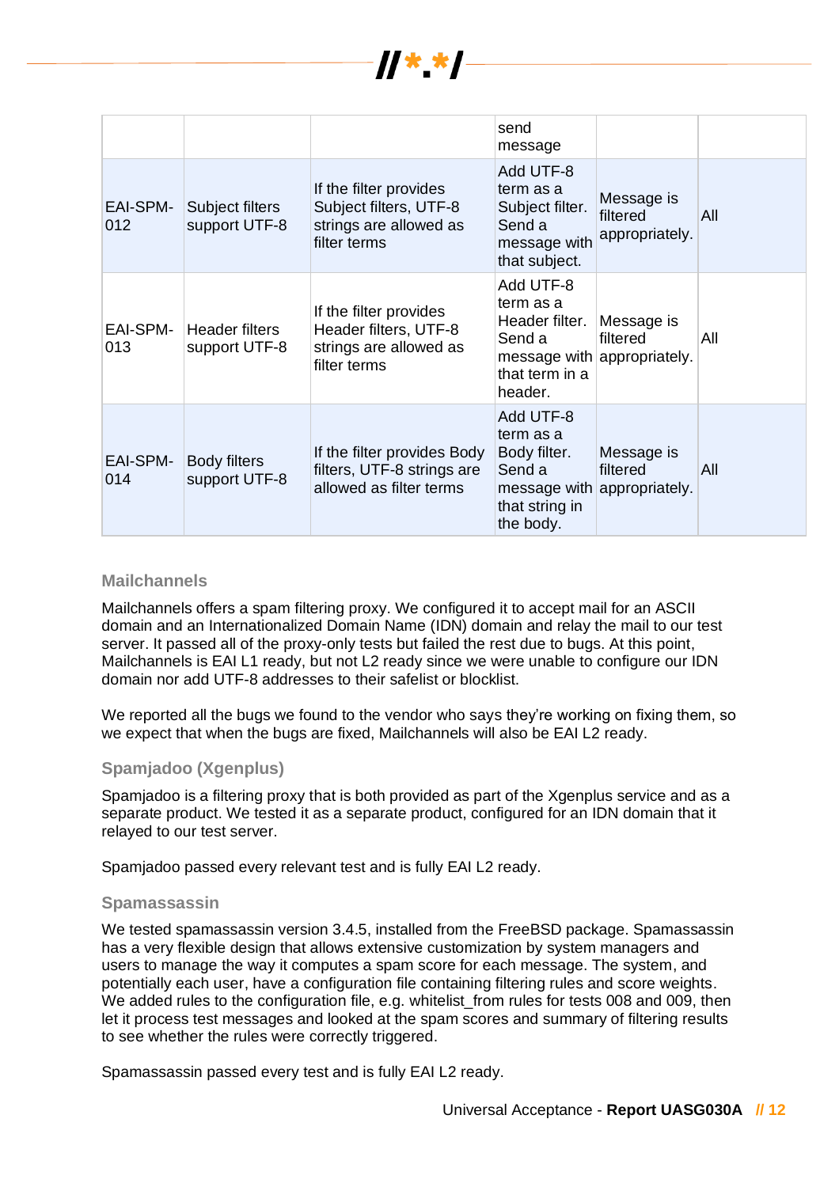| | | | send message | | |
|---|---|---|---|---|---|
| EAI-SPM-012 | Subject filters support UTF-8 | If the filter provides Subject filters, UTF-8 strings are allowed as filter terms | Add UTF-8 term as a Subject filter. Send a message with that subject. | Message is filtered appropriately. | All |
| EAI-SPM-013 | Header filters support UTF-8 | If the filter provides Header filters, UTF-8 strings are allowed as filter terms | Add UTF-8 term as a Header filter. Send a message with that term in a header. | Message is filtered appropriately. | All |
| EAI-SPM-014 | Body filters support UTF-8 | If the filter provides Body filters, UTF-8 strings are allowed as filter terms | Add UTF-8 term as a Body filter. Send a message with that string in the body. | Message is filtered appropriately. | All |

### Mailchannels

Mailchannels offers a spam filtering proxy. We configured it to accept mail for an ASCII domain and an Internationalized Domain Name (IDN) domain and relay the mail to our test server. It passed all of the proxy-only tests but failed the rest due to bugs. At this point, Mailchannels is EAI L1 ready, but not L2 ready since we were unable to configure our IDN domain nor add UTF-8 addresses to their safelist or blocklist.

We reported all the bugs we found to the vendor who says they're working on fixing them, so we expect that when the bugs are fixed, Mailchannels will also be EAI L2 ready.

### Spamjadoo (Xgenplus)

Spamjadoo is a filtering proxy that is both provided as part of the Xgenplus service and as a separate product. We tested it as a separate product, configured for an IDN domain that it relayed to our test server.

Spamjadoo passed every relevant test and is fully EAI L2 ready.

### Spamassassin

We tested spamassassin version 3.4.5, installed from the FreeBSD package. Spamassassin has a very flexible design that allows extensive customization by system managers and users to manage the way it computes a spam score for each message. The system, and potentially each user, have a configuration file containing filtering rules and score weights. We added rules to the configuration file, e.g. whitelist_from rules for tests 008 and 009, then let it process test messages and looked at the spam scores and summary of filtering results to see whether the rules were correctly triggered.

Spamassassin passed every test and is fully EAI L2 ready.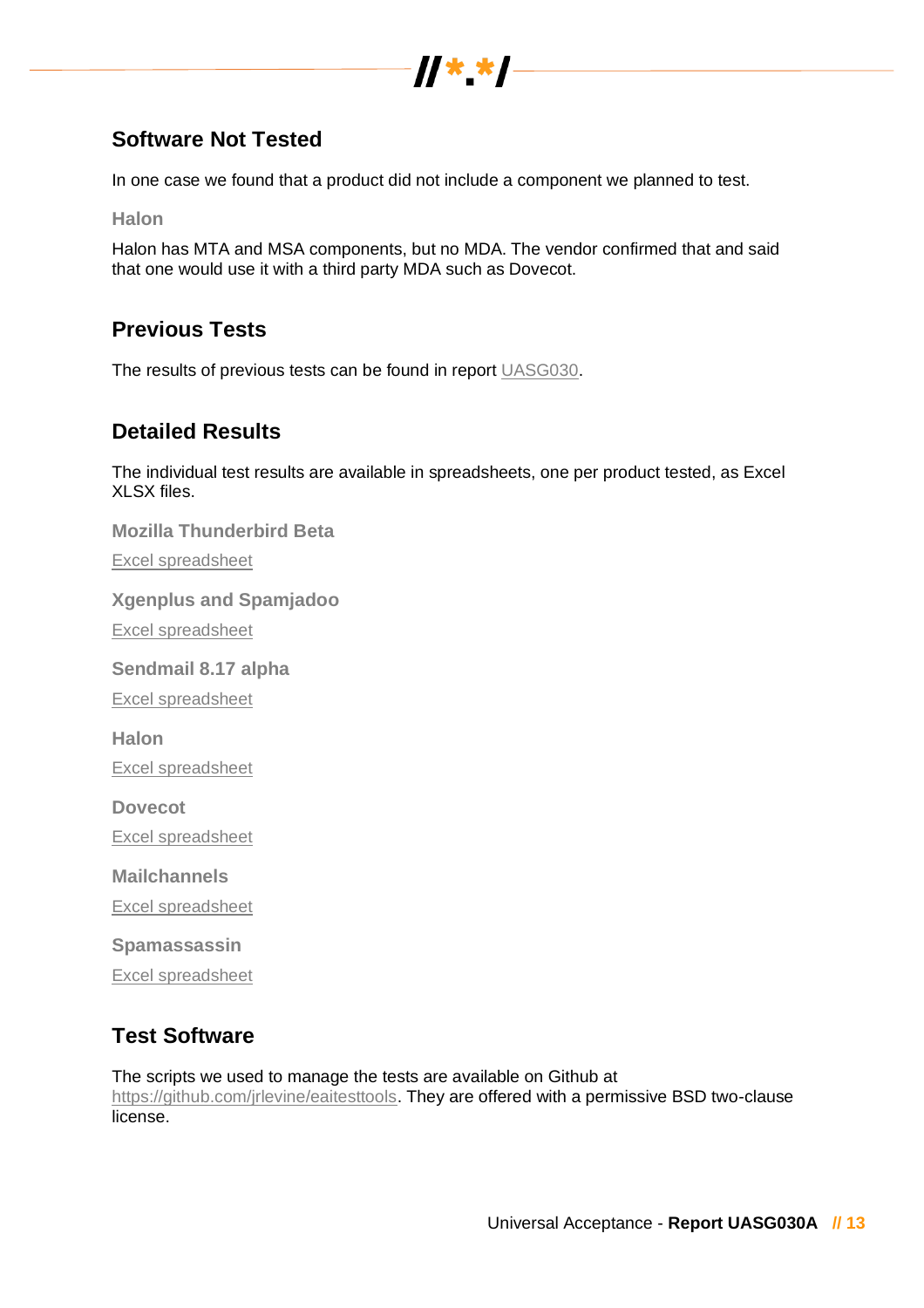## Software Not Tested

In one case we found that a product did not include a component we planned to test.

### Halon

Halon has MTA and MSA components, but no MDA. The vendor confirmed that and said that one would use it with a third party MDA such as Dovecot.

## Previous Tests

The results of previous tests can be found in report UASG030.

## Detailed Results

The individual test results are available in spreadsheets, one per product tested, as Excel XLSX files.

### Mozilla Thunderbird Beta

Excel spreadsheet

### Xgenplus and Spamjadoo

Excel spreadsheet

### Sendmail 8.17 alpha

Excel spreadsheet

### Halon

Excel spreadsheet

### Dovecot

Excel spreadsheet

### Mailchannels

Excel spreadsheet

### Spamassassin

Excel spreadsheet

## Test Software

The scripts we used to manage the tests are available on Github at https://github.com/jrlevine/eaitesttools. They are offered with a permissive BSD two-clause license.